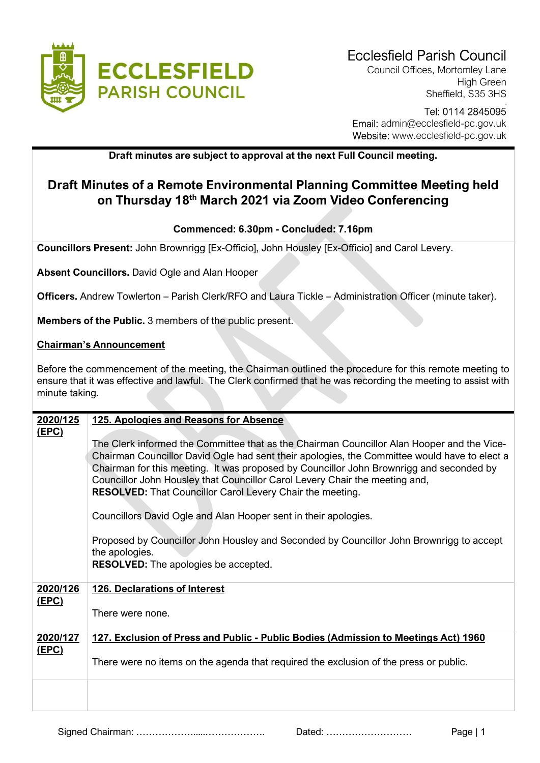Ecclesfield Parish Council
Council Offices, Mortomley Lane
High Green
Sheffield, S35 3HS

Tel: 0114 2845095
Email: admin@ecclesfield-pc.gov.uk
Website: www.ecclesfield-pc.gov.uk

**Draft minutes are subject to approval at the next Full Council meeting.**

# Draft Minutes of a Remote Environmental Planning Committee Meeting held on Thursday 18th March 2021 via Zoom Video Conferencing

**Commenced: 6.30pm - Concluded: 7.16pm**

**Councillors Present:** John Brownrigg [Ex-Officio], John Housley [Ex-Officio] and Carol Levery.

**Absent Councillors.** David Ogle and Alan Hooper

**Officers.** Andrew Towlerton – Parish Clerk/RFO and Laura Tickle – Administration Officer (minute taker).

**Members of the Public.** 3 members of the public present.

**Chairman's Announcement**

Before the commencement of the meeting, the Chairman outlined the procedure for this remote meeting to ensure that it was effective and lawful. The Clerk confirmed that he was recording the meeting to assist with minute taking.

| | |
|---|---|
| **2020/125 (EPC)** | **125. Apologies and Reasons for Absence**<br><br>The Clerk informed the Committee that as the Chairman Councillor Alan Hooper and the Vice-Chairman Councillor David Ogle had sent their apologies, the Committee would have to elect a Chairman for this meeting. It was proposed by Councillor John Brownrigg and seconded by Councillor John Housley that Councillor Carol Levery Chair the meeting and,<br>**RESOLVED:** That Councillor Carol Levery Chair the meeting.<br><br>Councillors David Ogle and Alan Hooper sent in their apologies.<br><br>Proposed by Councillor John Housley and Seconded by Councillor John Brownrigg to accept the apologies.<br>**RESOLVED:** The apologies be accepted. |
| **2020/126 (EPC)** | **126. Declarations of Interest**<br><br>There were none. |
| **2020/127 (EPC)** | **127. Exclusion of Press and Public - Public Bodies (Admission to Meetings Act) 1960**<br><br>There were no items on the agenda that required the exclusion of the press or public. |
| | |

Signed Chairman: ………………....………………. Dated: ………………………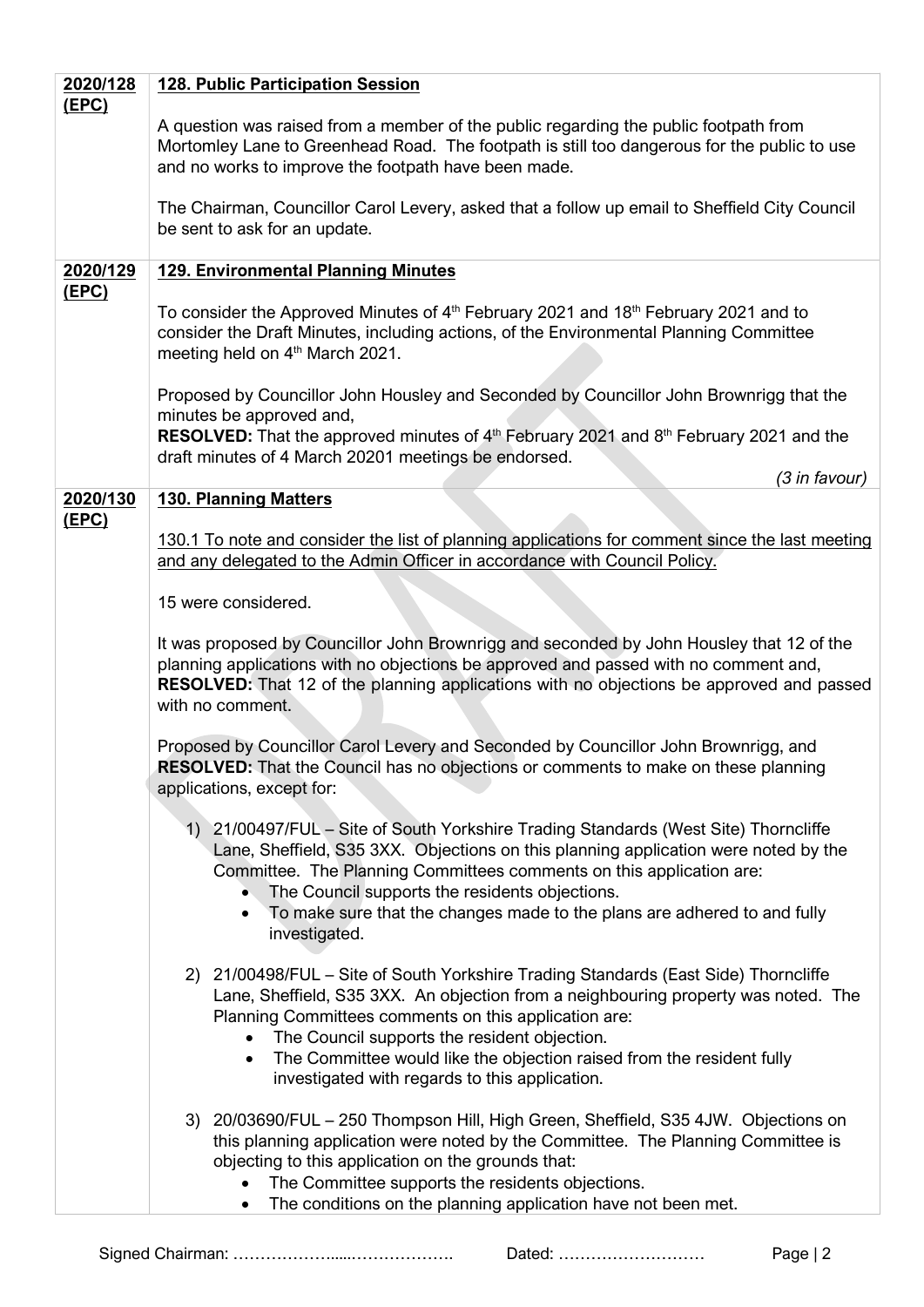| | |
|---|---|
| **2020/128 (EPC)** | **128. Public Participation Session**<br><br>A question was raised from a member of the public regarding the public footpath from Mortomley Lane to Greenhead Road. The footpath is still too dangerous for the public to use and no works to improve the footpath have been made.<br><br>The Chairman, Councillor Carol Levery, asked that a follow up email to Sheffield City Council be sent to ask for an update. |
| **2020/129 (EPC)** | **129. Environmental Planning Minutes**<br><br>To consider the Approved Minutes of 4th February 2021 and 18th February 2021 and to consider the Draft Minutes, including actions, of the Environmental Planning Committee meeting held on 4th March 2021.<br><br>Proposed by Councillor John Housley and Seconded by Councillor John Brownrigg that the minutes be approved and,<br>**RESOLVED:** That the approved minutes of 4th February 2021 and 8th February 2021 and the draft minutes of 4 March 20201 meetings be endorsed.<br>*(3 in favour)* |
| **2020/130 (EPC)** | **130. Planning Matters**<br><br>130.1 To note and consider the list of planning applications for comment since the last meeting and any delegated to the Admin Officer in accordance with Council Policy.<br><br>15 were considered.<br><br>It was proposed by Councillor John Brownrigg and seconded by John Housley that 12 of the planning applications with no objections be approved and passed with no comment and,<br>**RESOLVED:** That 12 of the planning applications with no objections be approved and passed with no comment.<br><br>Proposed by Councillor Carol Levery and Seconded by Councillor John Brownrigg, and<br>**RESOLVED:** That the Council has no objections or comments to make on these planning applications, except for:<br><br>1) 21/00497/FUL – Site of South Yorkshire Trading Standards (West Site) Thorncliffe Lane, Sheffield, S35 3XX. Objections on this planning application were noted by the Committee. The Planning Committees comments on this application are:<br>• The Council supports the residents objections.<br>• To make sure that the changes made to the plans are adhered to and fully investigated.<br><br>2) 21/00498/FUL – Site of South Yorkshire Trading Standards (East Side) Thorncliffe Lane, Sheffield, S35 3XX. An objection from a neighbouring property was noted. The Planning Committees comments on this application are:<br>• The Council supports the resident objection.<br>• The Committee would like the objection raised from the resident fully investigated with regards to this application.<br><br>3) 20/03690/FUL – 250 Thompson Hill, High Green, Sheffield, S35 4JW. Objections on this planning application were noted by the Committee. The Planning Committee is objecting to this application on the grounds that:<br>• The Committee supports the residents objections.<br>• The conditions on the planning application have not been met. |

Signed Chairman: ……………….....………………. Dated: ………………………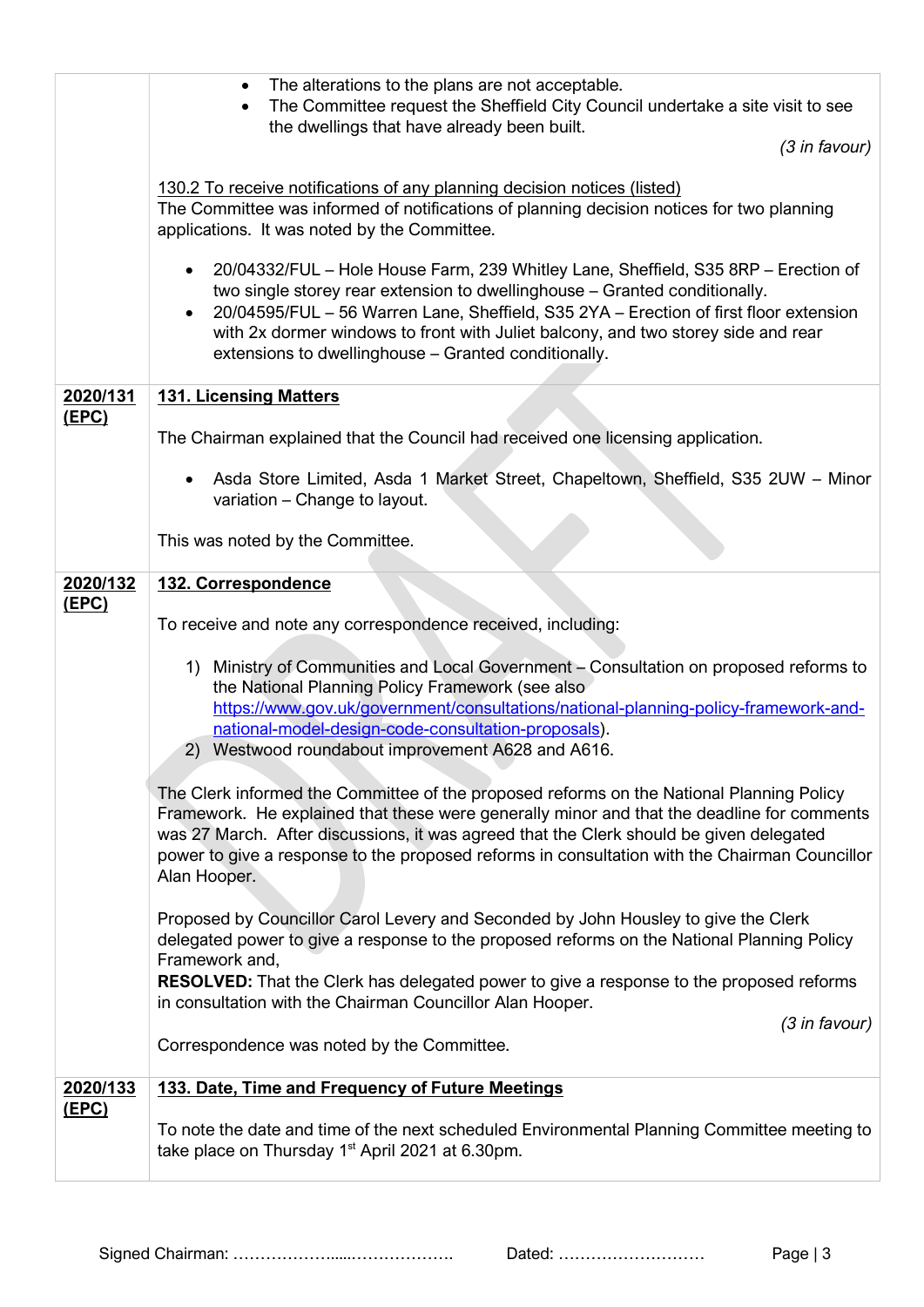| | |
|---|---|
| | - The alterations to the plans are not acceptable.<br>- The Committee request the Sheffield City Council undertake a site visit to see the dwellings that have already been built.<br><br>*(3 in favour)*<br><br><u>130.2 To receive notifications of any planning decision notices (listed)</u><br>The Committee was informed of notifications of planning decision notices for two planning applications. It was noted by the Committee.<br><br>- 20/04332/FUL – Hole House Farm, 239 Whitley Lane, Sheffield, S35 8RP – Erection of two single storey rear extension to dwellinghouse – Granted conditionally.<br>- 20/04595/FUL – 56 Warren Lane, Sheffield, S35 2YA – Erection of first floor extension with 2x dormer windows to front with Juliet balcony, and two storey side and rear extensions to dwellinghouse – Granted conditionally. |
| **2020/131 (EPC)** | **131. Licensing Matters**<br><br>The Chairman explained that the Council had received one licensing application.<br><br>- Asda Store Limited, Asda 1 Market Street, Chapeltown, Sheffield, S35 2UW – Minor variation – Change to layout.<br><br>This was noted by the Committee. |
| **2020/132 (EPC)** | **132. Correspondence**<br><br>To receive and note any correspondence received, including:<br><br>1) Ministry of Communities and Local Government – Consultation on proposed reforms to the National Planning Policy Framework (see also https://www.gov.uk/government/consultations/national-planning-policy-framework-and-national-model-design-code-consultation-proposals).<br>2) Westwood roundabout improvement A628 and A616.<br><br>The Clerk informed the Committee of the proposed reforms on the National Planning Policy Framework. He explained that these were generally minor and that the deadline for comments was 27 March. After discussions, it was agreed that the Clerk should be given delegated power to give a response to the proposed reforms in consultation with the Chairman Councillor Alan Hooper.<br><br>Proposed by Councillor Carol Levery and Seconded by John Housley to give the Clerk delegated power to give a response to the proposed reforms on the National Planning Policy Framework and,<br>**RESOLVED:** That the Clerk has delegated power to give a response to the proposed reforms in consultation with the Chairman Councillor Alan Hooper.<br><br>*(3 in favour)*<br><br>Correspondence was noted by the Committee. |
| **2020/133 (EPC)** | **133. Date, Time and Frequency of Future Meetings**<br><br>To note the date and time of the next scheduled Environmental Planning Committee meeting to take place on Thursday 1st April 2021 at 6.30pm. |

Signed Chairman: ………………....………………. Dated: ………………………